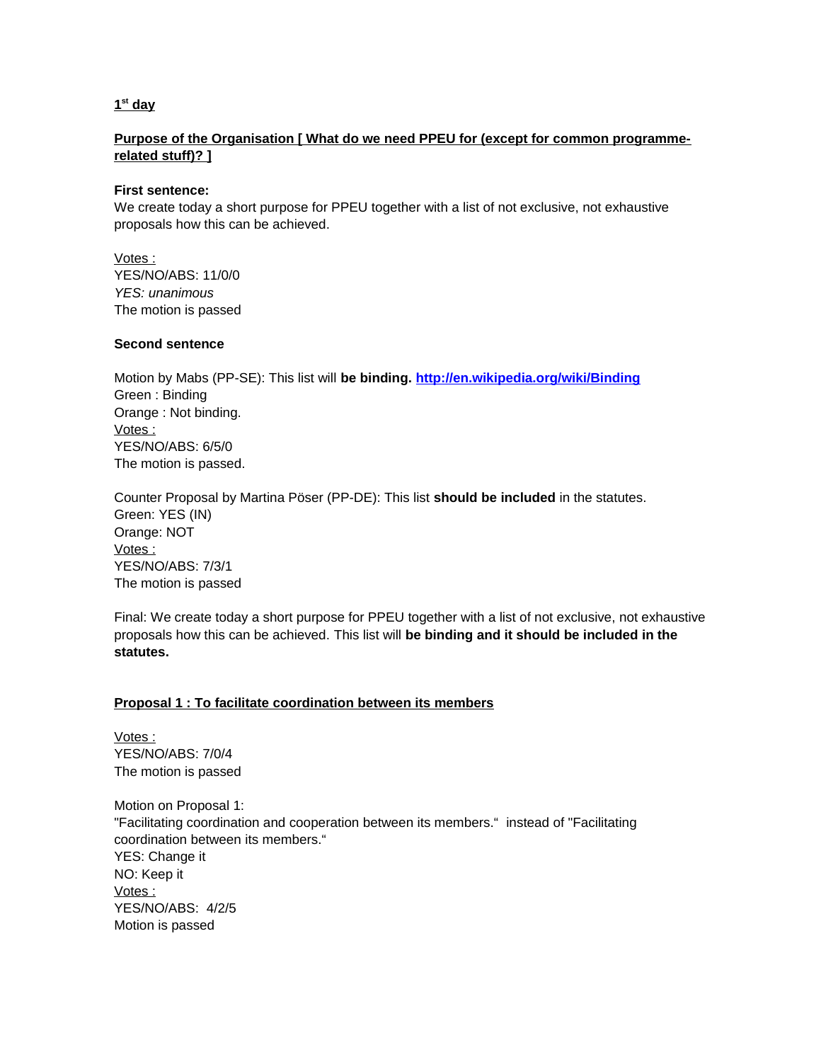**1st day**

**Purpose of the Organisation [ What do we need PPEU for (except for common programme-related stuff)? ]**

**First sentence:**
We create today a short purpose for PPEU together with a list of not exclusive, not exhaustive proposals how this can be achieved.

Votes :
YES/NO/ABS: 11/0/0
*YES: unanimous*
The motion is passed

**Second sentence**

Motion by Mabs (PP-SE): This list will **be binding.** **http://en.wikipedia.org/wiki/Binding**
Green : Binding
Orange : Not binding.
Votes :
YES/NO/ABS: 6/5/0
The motion is passed.

Counter Proposal by Martina Pöser (PP-DE): This list **should be included** in the statutes.
Green: YES (IN)
Orange: NOT
Votes :
YES/NO/ABS: 7/3/1
The motion is passed

Final: We create today a short purpose for PPEU together with a list of not exclusive, not exhaustive proposals how this can be achieved. This list will **be binding and it should be included in the statutes.**

**Proposal 1 : To facilitate coordination between its members**

Votes :
YES/NO/ABS: 7/0/4
The motion is passed

Motion on Proposal 1:
"Facilitating coordination and cooperation between its members." instead of "Facilitating coordination between its members."
YES: Change it
NO: Keep it
Votes :
YES/NO/ABS: 4/2/5
Motion is passed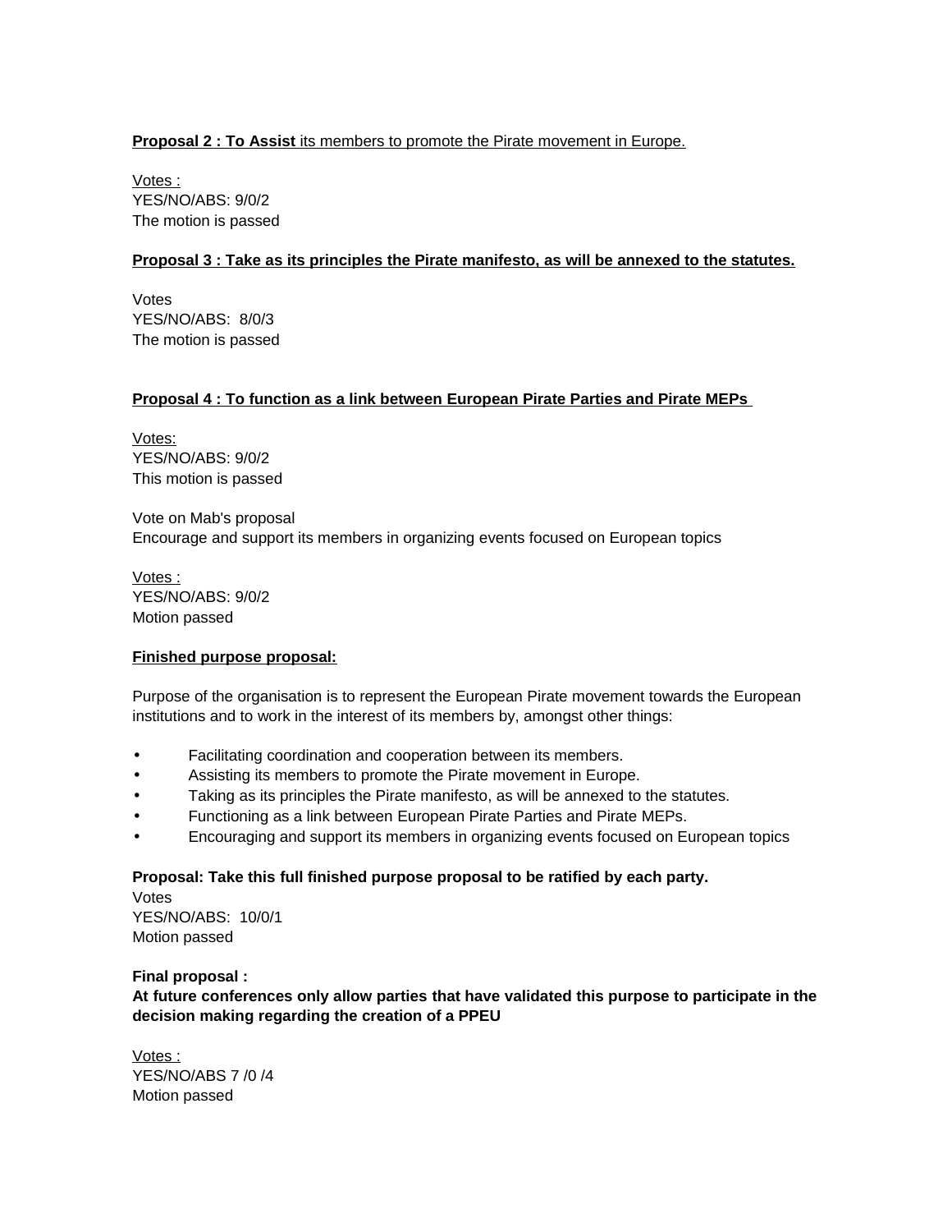<u>**Proposal 2 : To Assist** its members to promote the Pirate movement in Europe.</u>

<u>Votes :</u>
YES/NO/ABS: 9/0/2
The motion is passed

<u>**Proposal 3 : Take as its principles the Pirate manifesto, as will be annexed to the statutes.**</u>

Votes
YES/NO/ABS: 8/0/3
The motion is passed

<u>**Proposal 4 : To function as a link between European Pirate Parties and Pirate MEPs**</u>

<u>Votes:</u>
YES/NO/ABS: 9/0/2
This motion is passed

Vote on Mab's proposal
Encourage and support its members in organizing events focused on European topics

<u>Votes :</u>
YES/NO/ABS: 9/0/2
Motion passed

<u>**Finished purpose proposal:**</u>

Purpose of the organisation is to represent the European Pirate movement towards the European institutions and to work in the interest of its members by, amongst other things:

- Facilitating coordination and cooperation between its members.
- Assisting its members to promote the Pirate movement in Europe.
- Taking as its principles the Pirate manifesto, as will be annexed to the statutes.
- Functioning as a link between European Pirate Parties and Pirate MEPs.
- Encouraging and support its members in organizing events focused on European topics

**Proposal: Take this full finished purpose proposal to be ratified by each party.**
Votes
YES/NO/ABS: 10/0/1
Motion passed

**Final proposal :**
**At future conferences only allow parties that have validated this purpose to participate in the decision making regarding the creation of a PPEU**

<u>Votes :</u>
YES/NO/ABS 7 /0 /4
Motion passed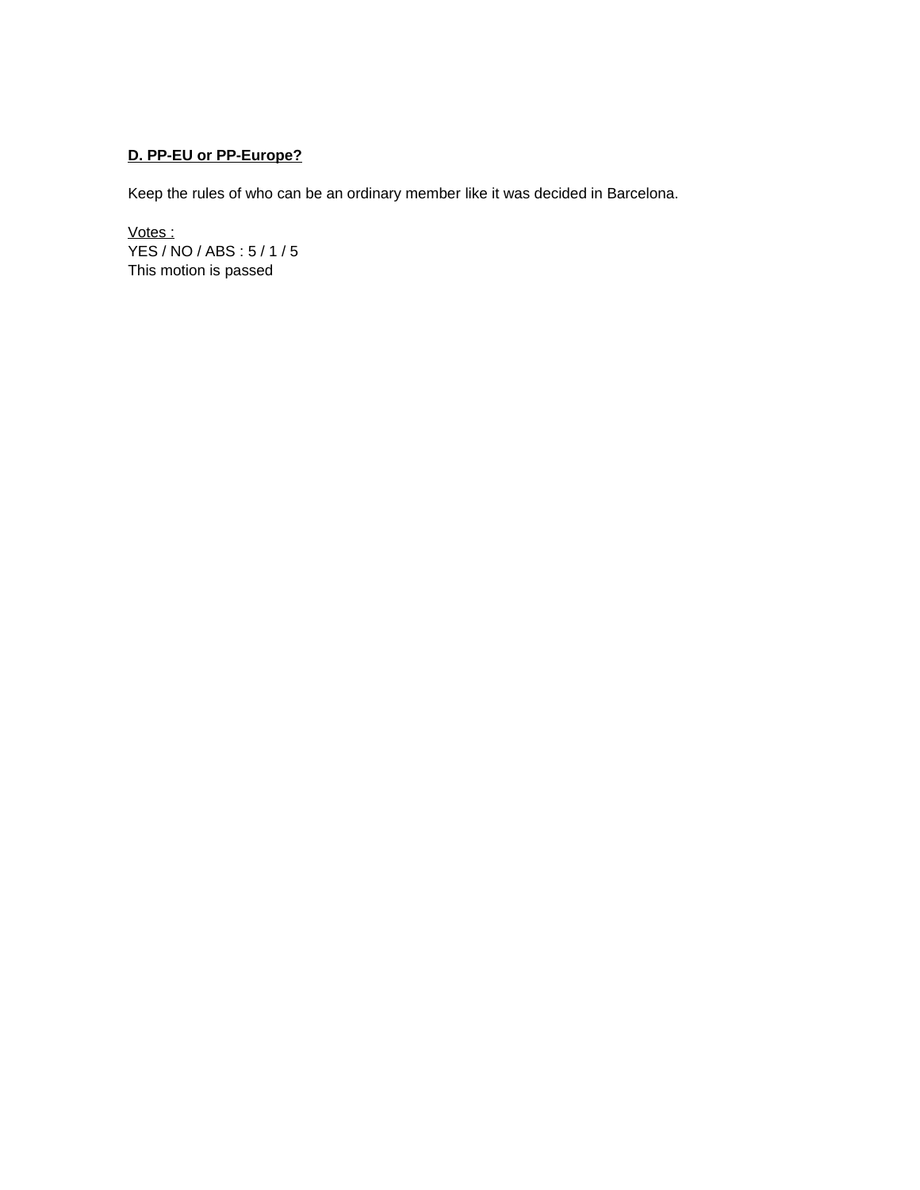## D. PP-EU or PP-Europe?

Keep the rules of who can be an ordinary member like it was decided in Barcelona.

Votes :
YES / NO / ABS : 5 / 1 / 5
This motion is passed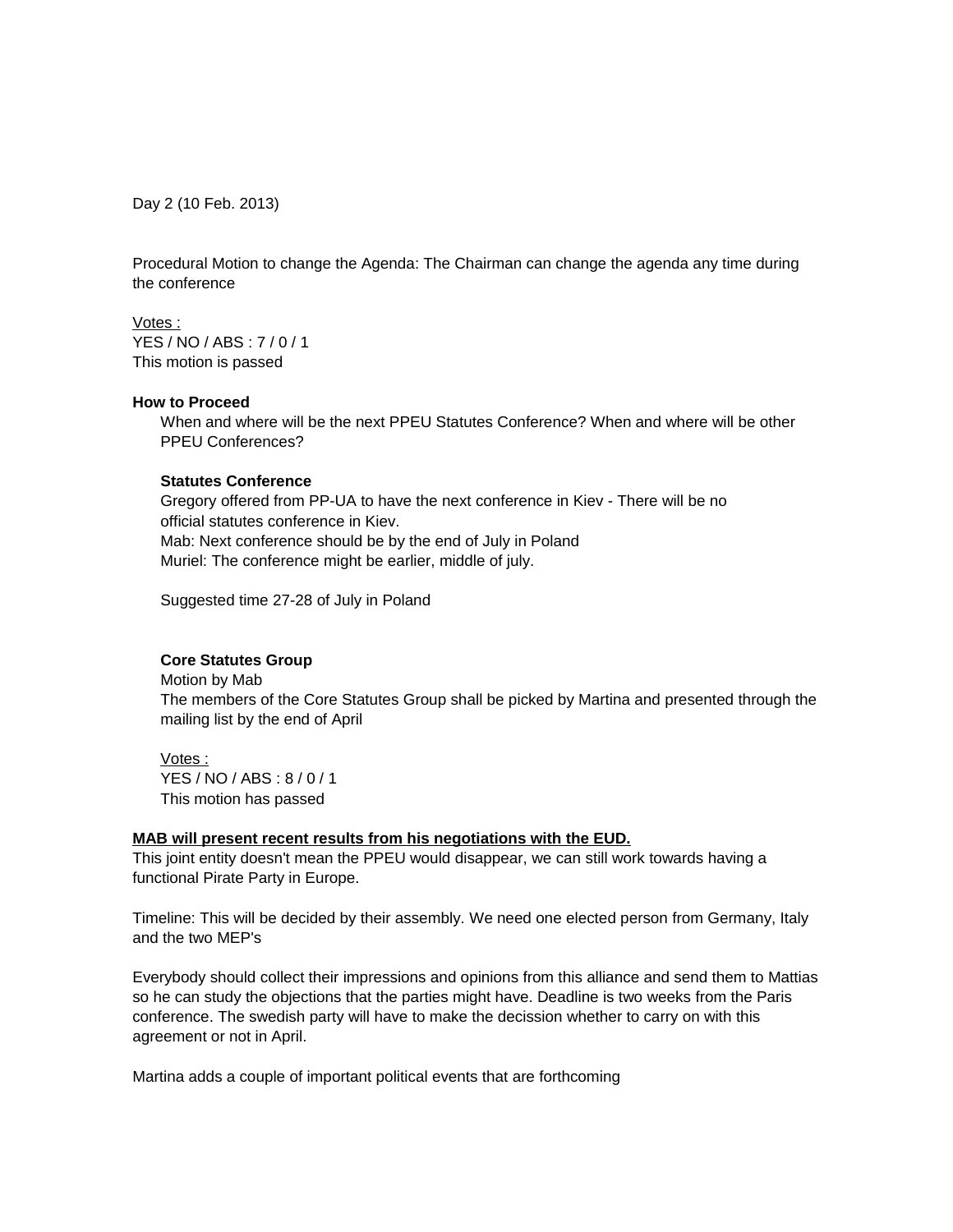Day 2 (10 Feb. 2013)

Procedural Motion to change the Agenda: The Chairman can change the agenda any time during the conference

Votes :
YES / NO / ABS : 7 / 0 / 1
This motion is passed

**How to Proceed**

When and where will be the next PPEU Statutes Conference? When and where will be other PPEU Conferences?

**Statutes Conference**

Gregory offered from PP-UA to have the next conference in Kiev - There will be no official statutes conference in Kiev.
Mab: Next conference should be by the end of July in Poland
Muriel: The conference might be earlier, middle of july.

Suggested time 27-28 of July in Poland

**Core Statutes Group**

Motion by Mab
The members of the Core Statutes Group shall be picked by Martina and presented through the mailing list by the end of April

Votes :
YES / NO / ABS : 8 / 0 / 1
This motion has passed

**MAB will present recent results from his negotiations with the EUD.**

This joint entity doesn't mean the PPEU would disappear, we can still work towards having a functional Pirate Party in Europe.

Timeline: This will be decided by their assembly. We need one elected person from Germany, Italy and the two MEP's

Everybody should collect their impressions and opinions from this alliance and send them to Mattias so he can study the objections that the parties might have. Deadline is two weeks from the Paris conference. The swedish party will have to make the decission whether to carry on with this agreement or not in April.

Martina adds a couple of important political events that are forthcoming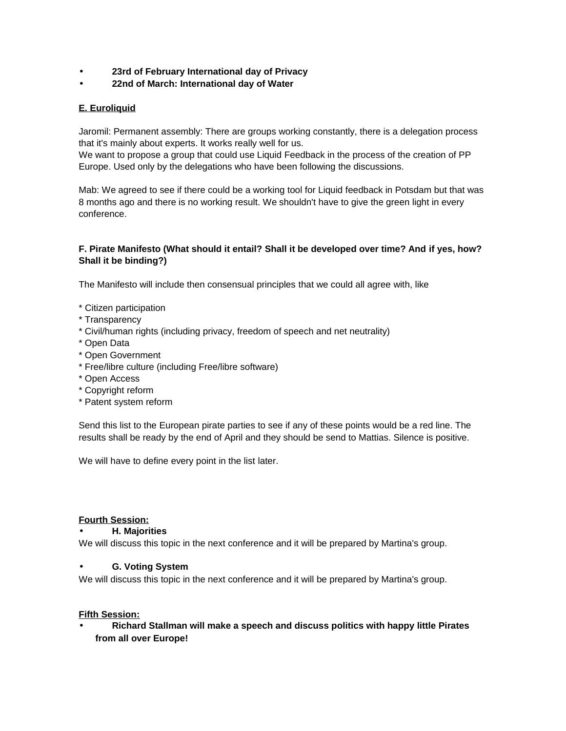- **23rd of February International day of Privacy**
- **22nd of March: International day of Water**

**E. Euroliquid**

Jaromil: Permanent assembly: There are groups working constantly, there is a delegation process that it's mainly about experts. It works really well for us.
We want to propose a group that could use Liquid Feedback in the process of the creation of PP Europe. Used only by the delegations who have been following the discussions.

Mab: We agreed to see if there could be a working tool for Liquid feedback in Potsdam but that was 8 months ago and there is no working result. We shouldn't have to give the green light in every conference.

**F. Pirate Manifesto (What should it entail? Shall it be developed over time? And if yes, how? Shall it be binding?)**

The Manifesto will include then consensual principles that we could all agree with, like

* Citizen participation
* Transparency
* Civil/human rights (including privacy, freedom of speech and net neutrality)
* Open Data
* Open Government
* Free/libre culture (including Free/libre software)
* Open Access
* Copyright reform
* Patent system reform

Send this list to the European pirate parties to see if any of these points would be a red line. The results shall be ready by the end of April and they should be send to Mattias. Silence is positive.

We will have to define every point in the list later.

**Fourth Session:**

- **H. Majorities**

We will discuss this topic in the next conference and it will be prepared by Martina's group.

- **G. Voting System**

We will discuss this topic in the next conference and it will be prepared by Martina's group.

**Fifth Session:**

- **Richard Stallman will make a speech and discuss politics with happy little Pirates from all over Europe!**